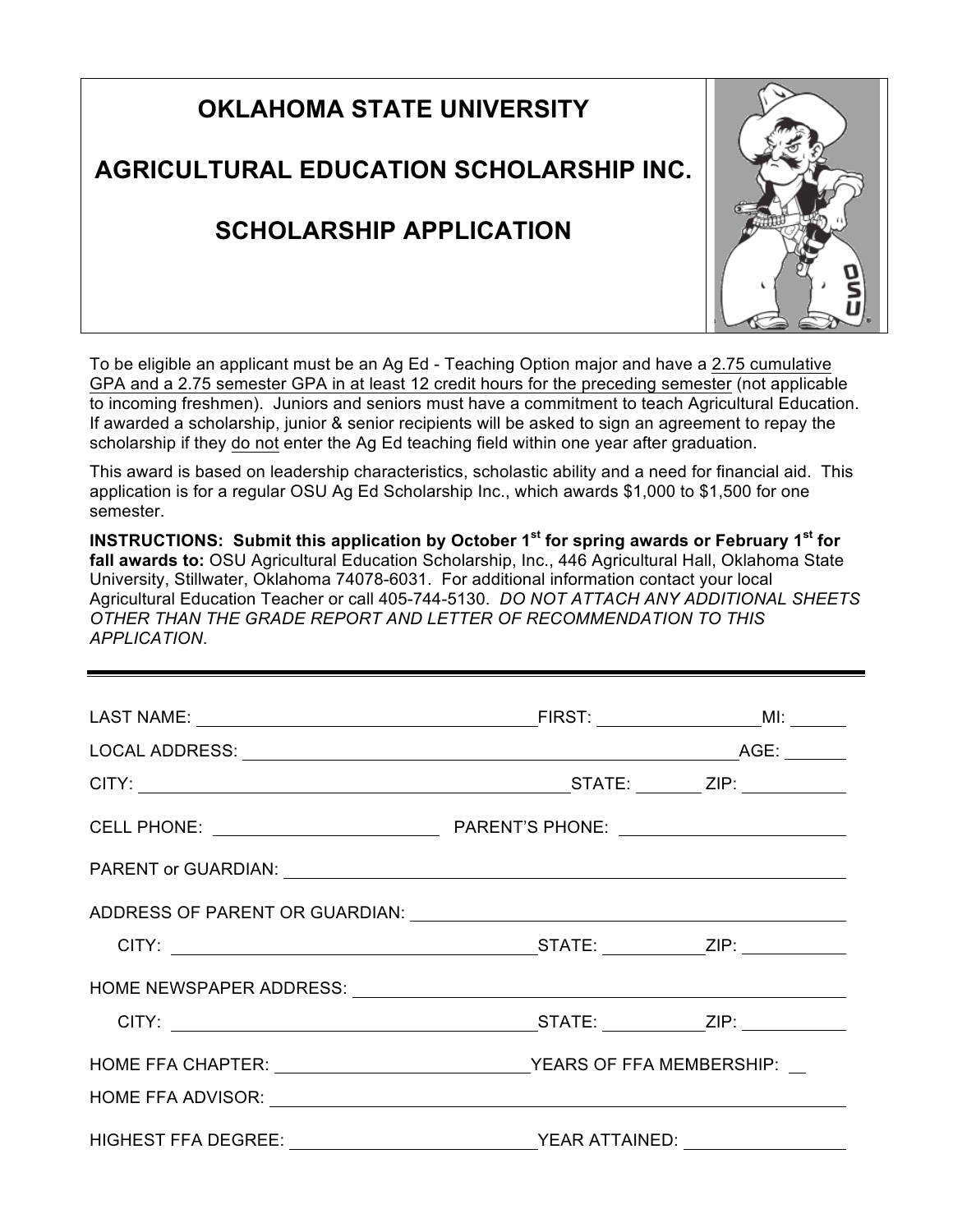# OKLAHOMA STATE UNIVERSITY

# AGRICULTURAL EDUCATION SCHOLARSHIP INC.

# SCHOLARSHIP APPLICATION

To be eligible an applicant must be an Ag Ed - Teaching Option major and have a 2.75 cumulative GPA and a 2.75 semester GPA in at least 12 credit hours for the preceding semester (not applicable to incoming freshmen). Juniors and seniors must have a commitment to teach Agricultural Education. If awarded a scholarship, junior & senior recipients will be asked to sign an agreement to repay the scholarship if they do not enter the Ag Ed teaching field within one year after graduation.

This award is based on leadership characteristics, scholastic ability and a need for financial aid. This application is for a regular OSU Ag Ed Scholarship Inc., which awards $1,000 to $1,500 for one semester.

**INSTRUCTIONS: Submit this application by October 1st for spring awards or February 1st for fall awards to:** OSU Agricultural Education Scholarship, Inc., 446 Agricultural Hall, Oklahoma State University, Stillwater, Oklahoma 74078-6031. For additional information contact your local Agricultural Education Teacher or call 405-744-5130. *DO NOT ATTACH ANY ADDITIONAL SHEETS OTHER THAN THE GRADE REPORT AND LETTER OF RECOMMENDATION TO THIS APPLICATION*.

---

LAST NAME: ______________________ FIRST: ______________ MI: ______

LOCAL ADDRESS: ______________________________ AGE: ______

CITY: ______________________ STATE: ______ ZIP: __________

CELL PHONE: __________________ PARENT'S PHONE: __________________

PARENT or GUARDIAN: ______________________________

ADDRESS OF PARENT OR GUARDIAN: ______________________________

CITY: ______________________ STATE: ______ ZIP: __________

HOME NEWSPAPER ADDRESS: ______________________________

CITY: ______________________ STATE: ______ ZIP: __________

HOME FFA CHAPTER: ______________________ YEARS OF FFA MEMBERSHIP: ___

HOME FFA ADVISOR: ______________________________

HIGHEST FFA DEGREE: ______________________ YEAR ATTAINED: ______________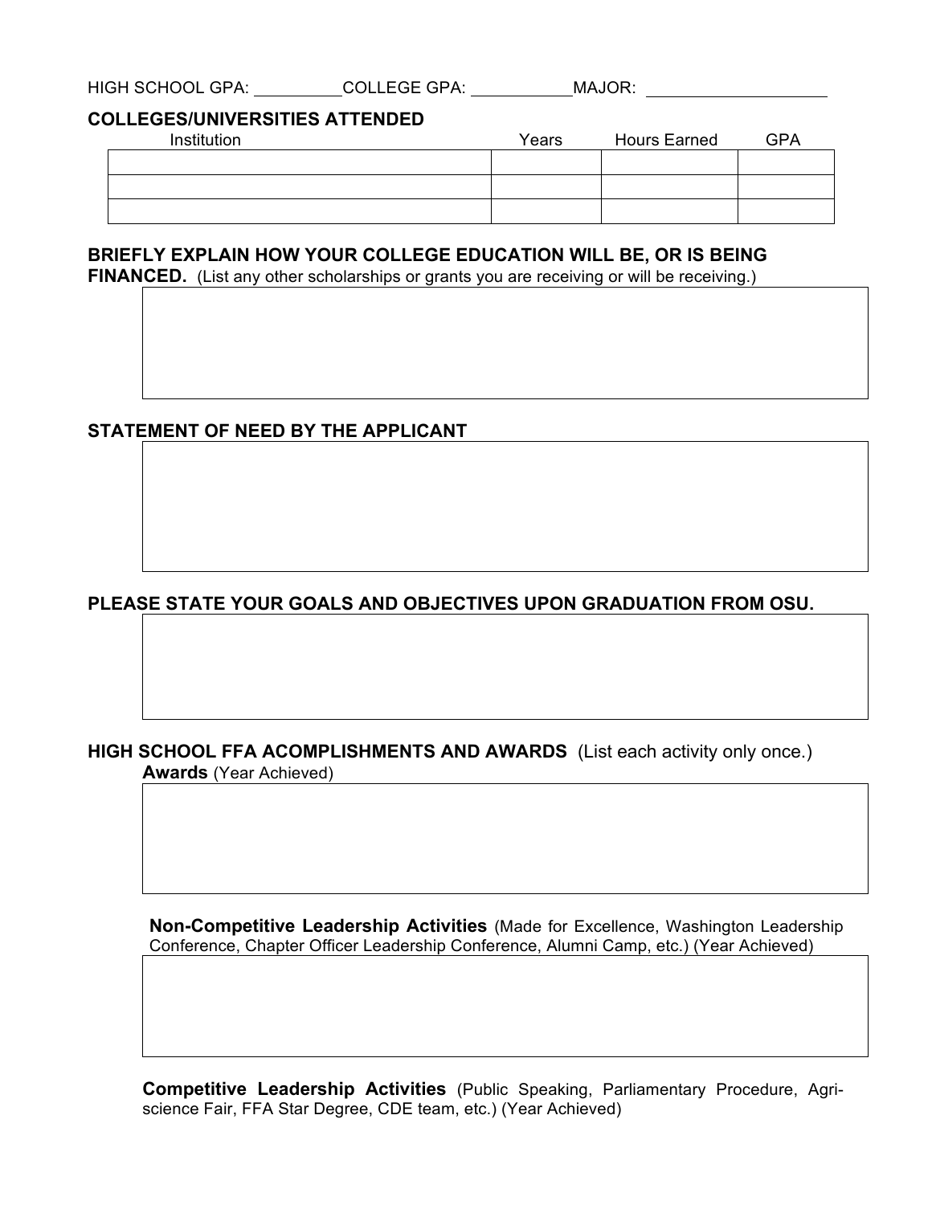HIGH SCHOOL GPA: __________ COLLEGE GPA: ___________ MAJOR: ____________________

**COLLEGES/UNIVERSITIES ATTENDED**

| Institution | Years | Hours Earned | GPA |
|---|---|---|---|
| | | | |
| | | | |
| | | | |

**BRIEFLY EXPLAIN HOW YOUR COLLEGE EDUCATION WILL BE, OR IS BEING FINANCED.** (List any other scholarships or grants you are receiving or will be receiving.)

**STATEMENT OF NEED BY THE APPLICANT**

**PLEASE STATE YOUR GOALS AND OBJECTIVES UPON GRADUATION FROM OSU.**

**HIGH SCHOOL FFA ACOMPLISHMENTS AND AWARDS** (List each activity only once.)

**Awards** (Year Achieved)

**Non-Competitive Leadership Activities** (Made for Excellence, Washington Leadership Conference, Chapter Officer Leadership Conference, Alumni Camp, etc.) (Year Achieved)

**Competitive Leadership Activities** (Public Speaking, Parliamentary Procedure, Agri-science Fair, FFA Star Degree, CDE team, etc.) (Year Achieved)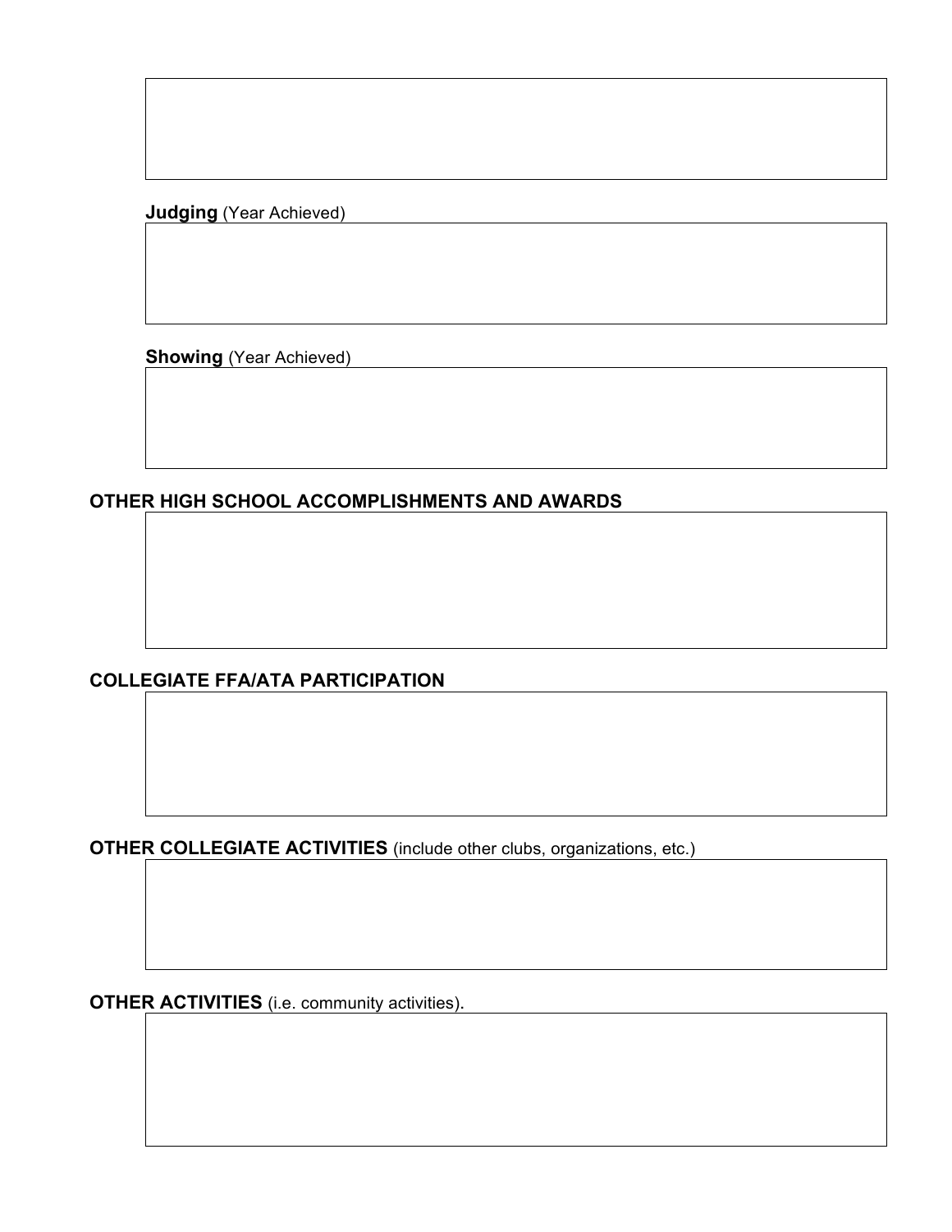**Judging** (Year Achieved)

**Showing** (Year Achieved)

## OTHER HIGH SCHOOL ACCOMPLISHMENTS AND AWARDS

## COLLEGIATE FFA/ATA PARTICIPATION

## OTHER COLLEGIATE ACTIVITIES (include other clubs, organizations, etc.)

## OTHER ACTIVITIES (i.e. community activities).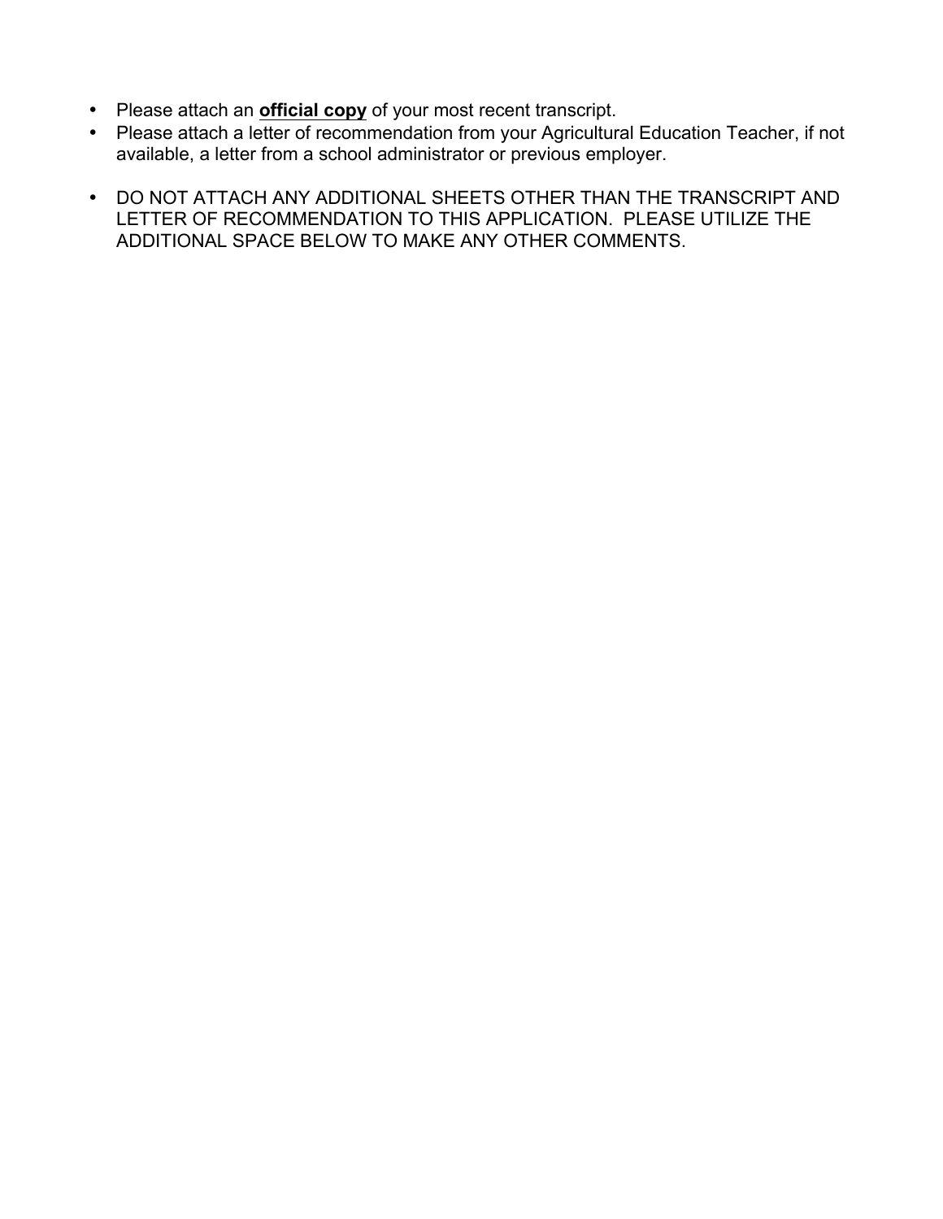- Please attach an **<u>official copy</u>** of your most recent transcript.
- Please attach a letter of recommendation from your Agricultural Education Teacher, if not available, a letter from a school administrator or previous employer.

- DO NOT ATTACH ANY ADDITIONAL SHEETS OTHER THAN THE TRANSCRIPT AND LETTER OF RECOMMENDATION TO THIS APPLICATION. PLEASE UTILIZE THE ADDITIONAL SPACE BELOW TO MAKE ANY OTHER COMMENTS.